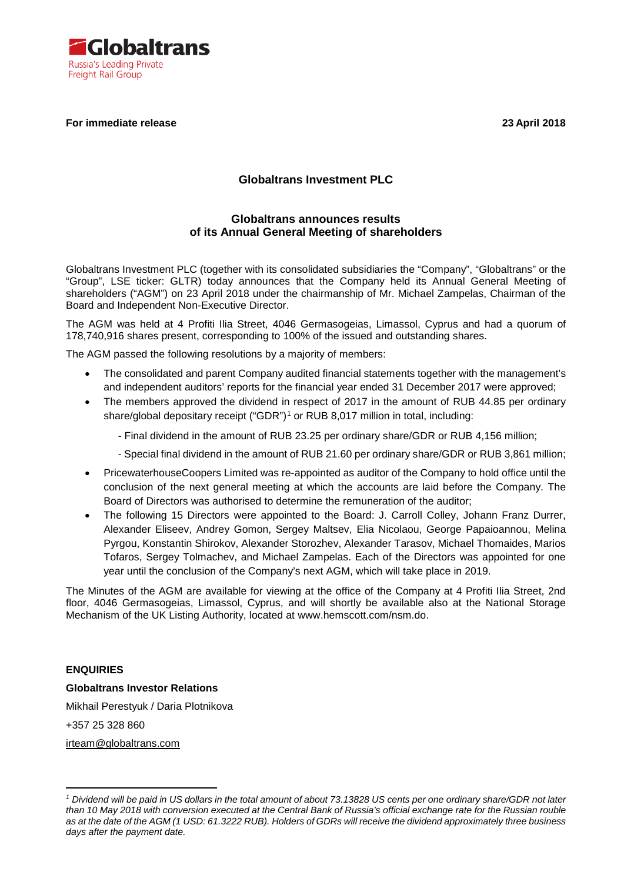Globaltrans
Russia's Leading Private Freight Rail Group

**For immediate release** **23 April 2018**

## Globaltrans Investment PLC

## Globaltrans announces results of its Annual General Meeting of shareholders

Globaltrans Investment PLC (together with its consolidated subsidiaries the "Company", "Globaltrans" or the "Group", LSE ticker: GLTR) today announces that the Company held its Annual General Meeting of shareholders ("AGM") on 23 April 2018 under the chairmanship of Mr. Michael Zampelas, Chairman of the Board and Independent Non-Executive Director.

The AGM was held at 4 Profiti Ilia Street, 4046 Germasogeias, Limassol, Cyprus and had a quorum of 178,740,916 shares present, corresponding to 100% of the issued and outstanding shares.

The AGM passed the following resolutions by a majority of members:

- The consolidated and parent Company audited financial statements together with the management's and independent auditors' reports for the financial year ended 31 December 2017 were approved;
- The members approved the dividend in respect of 2017 in the amount of RUB 44.85 per ordinary share/global depositary receipt ("GDR")[1] or RUB 8,017 million in total, including:
  - Final dividend in the amount of RUB 23.25 per ordinary share/GDR or RUB 4,156 million;
  - Special final dividend in the amount of RUB 21.60 per ordinary share/GDR or RUB 3,861 million;
- PricewaterhouseCoopers Limited was re-appointed as auditor of the Company to hold office until the conclusion of the next general meeting at which the accounts are laid before the Company. The Board of Directors was authorised to determine the remuneration of the auditor;
- The following 15 Directors were appointed to the Board: J. Carroll Colley, Johann Franz Durrer, Alexander Eliseev, Andrey Gomon, Sergey Maltsev, Elia Nicolaou, George Papaioannou, Melina Pyrgou, Konstantin Shirokov, Alexander Storozhev, Alexander Tarasov, Michael Thomaides, Marios Tofaros, Sergey Tolmachev, and Michael Zampelas. Each of the Directors was appointed for one year until the conclusion of the Company's next AGM, which will take place in 2019.

The Minutes of the AGM are available for viewing at the office of the Company at 4 Profiti Ilia Street, 2nd floor, 4046 Germasogeias, Limassol, Cyprus, and will shortly be available also at the National Storage Mechanism of the UK Listing Authority, located at www.hemscott.com/nsm.do.

**ENQUIRIES**

**Globaltrans Investor Relations**

Mikhail Perestyuk / Daria Plotnikova

+357 25 328 860

irteam@globaltrans.com

[1] *Dividend will be paid in US dollars in the total amount of about 73.13828 US cents per one ordinary share/GDR not later than 10 May 2018 with conversion executed at the Central Bank of Russia's official exchange rate for the Russian rouble as at the date of the AGM (1 USD: 61.3222 RUB). Holders of GDRs will receive the dividend approximately three business days after the payment date.*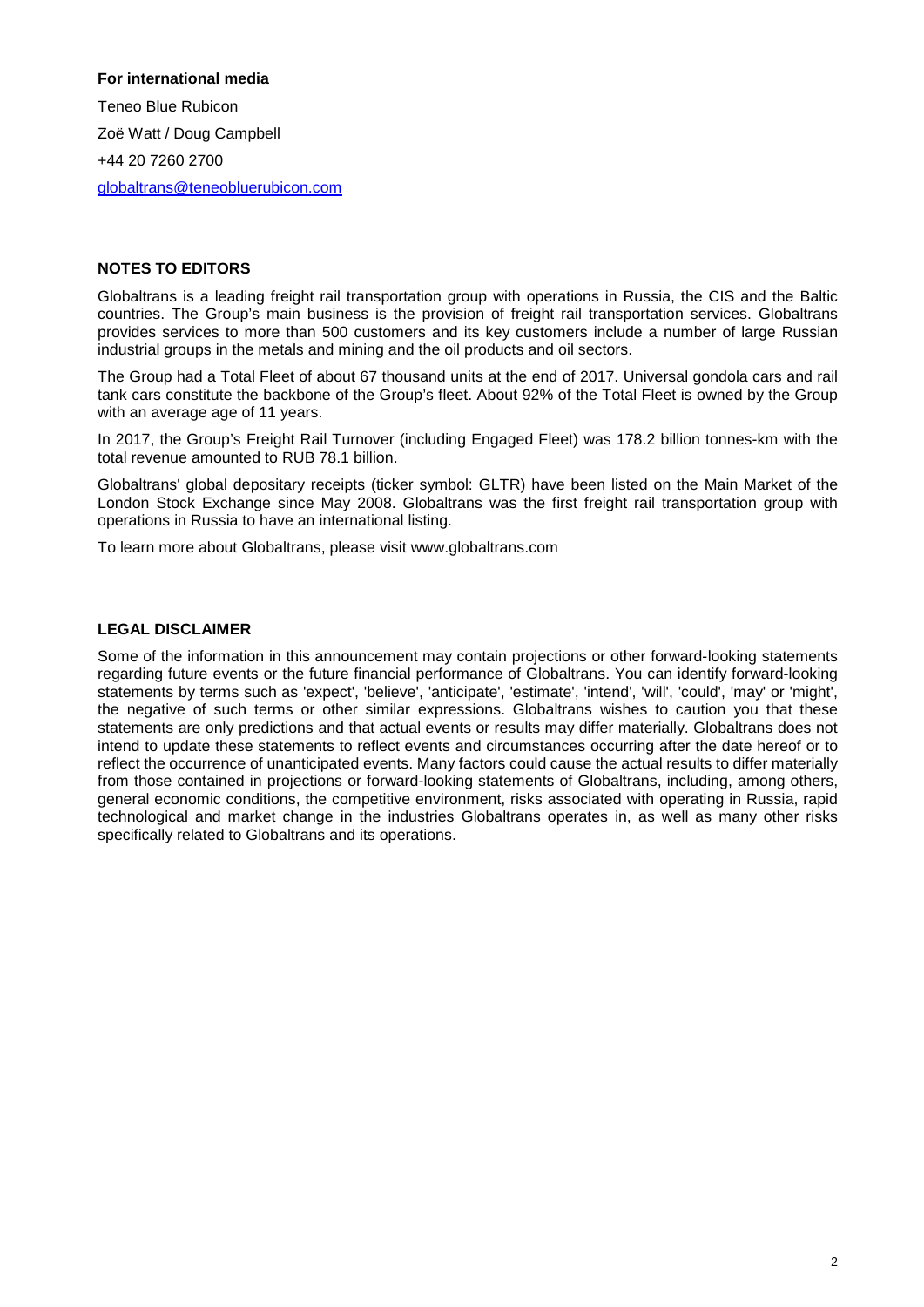**For international media**

Teneo Blue Rubicon

Zoë Watt / Doug Campbell

+44 20 7260 2700

globaltrans@teneobluerubicon.com

## NOTES TO EDITORS

Globaltrans is a leading freight rail transportation group with operations in Russia, the CIS and the Baltic countries. The Group's main business is the provision of freight rail transportation services. Globaltrans provides services to more than 500 customers and its key customers include a number of large Russian industrial groups in the metals and mining and the oil products and oil sectors.

The Group had a Total Fleet of about 67 thousand units at the end of 2017. Universal gondola cars and rail tank cars constitute the backbone of the Group's fleet. About 92% of the Total Fleet is owned by the Group with an average age of 11 years.

In 2017, the Group's Freight Rail Turnover (including Engaged Fleet) was 178.2 billion tonnes-km with the total revenue amounted to RUB 78.1 billion.

Globaltrans' global depositary receipts (ticker symbol: GLTR) have been listed on the Main Market of the London Stock Exchange since May 2008. Globaltrans was the first freight rail transportation group with operations in Russia to have an international listing.

To learn more about Globaltrans, please visit www.globaltrans.com

## LEGAL DISCLAIMER

Some of the information in this announcement may contain projections or other forward-looking statements regarding future events or the future financial performance of Globaltrans. You can identify forward-looking statements by terms such as 'expect', 'believe', 'anticipate', 'estimate', 'intend', 'will', 'could', 'may' or 'might', the negative of such terms or other similar expressions. Globaltrans wishes to caution you that these statements are only predictions and that actual events or results may differ materially. Globaltrans does not intend to update these statements to reflect events and circumstances occurring after the date hereof or to reflect the occurrence of unanticipated events. Many factors could cause the actual results to differ materially from those contained in projections or forward-looking statements of Globaltrans, including, among others, general economic conditions, the competitive environment, risks associated with operating in Russia, rapid technological and market change in the industries Globaltrans operates in, as well as many other risks specifically related to Globaltrans and its operations.